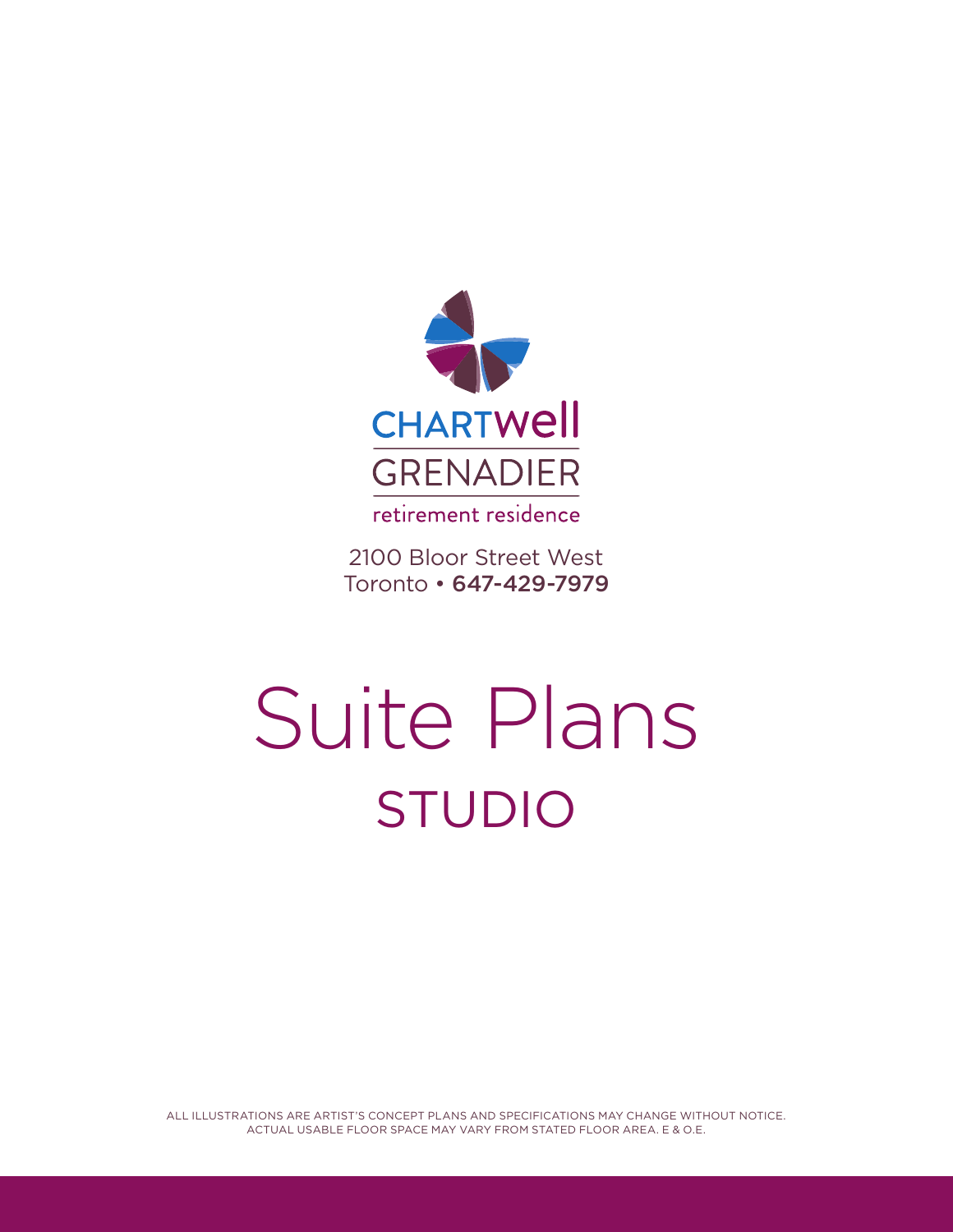CHARTWELL

GRENADIER

retirement residence

2100 Bloor Street West
Toronto • **647-429-7979**

# Suite Plans

## STUDIO

ALL ILLUSTRATIONS ARE ARTIST'S CONCEPT PLANS AND SPECIFICATIONS MAY CHANGE WITHOUT NOTICE.
ACTUAL USABLE FLOOR SPACE MAY VARY FROM STATED FLOOR AREA. E & O.E.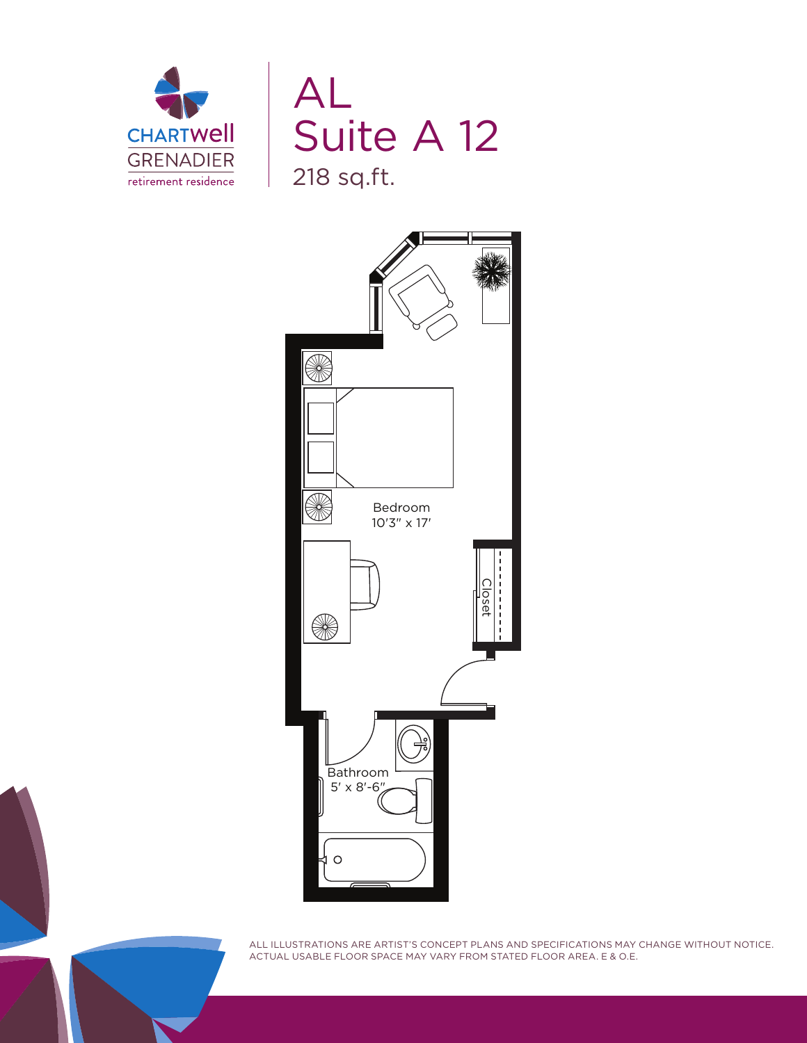CHARTWell
GRENADIER
retirement residence

# AL
# Suite A 12

218 sq.ft.

Bedroom
10'3" x 17'

Closet

Bathroom
5' x 8'-6"

ALL ILLUSTRATIONS ARE ARTIST'S CONCEPT PLANS AND SPECIFICATIONS MAY CHANGE WITHOUT NOTICE.
ACTUAL USABLE FLOOR SPACE MAY VARY FROM STATED FLOOR AREA. E & O.E.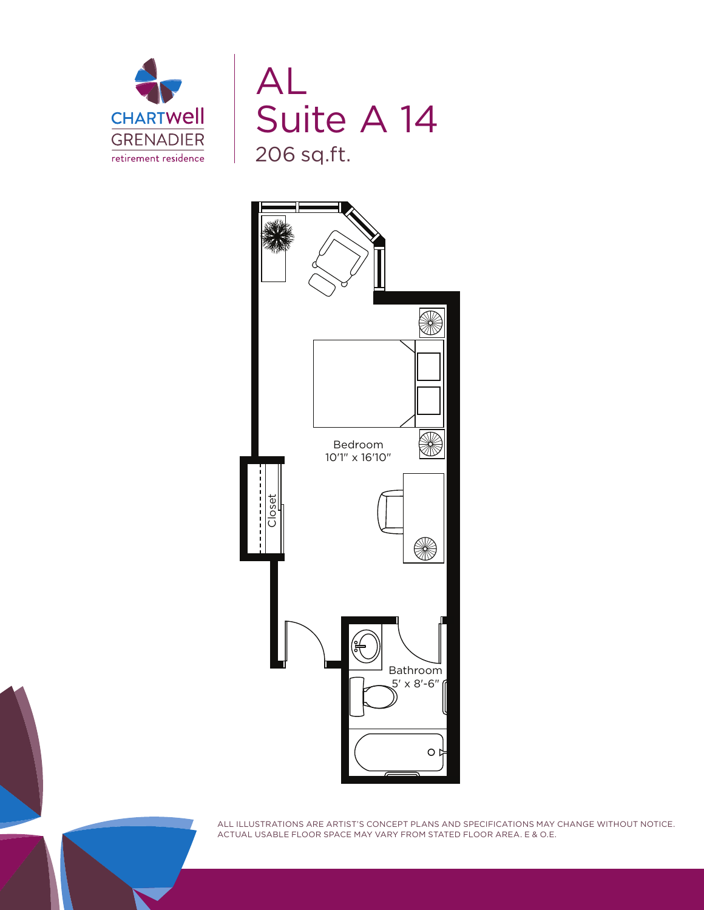CHARTWell GRENADIER retirement residence

# AL
# Suite A 14
206 sq.ft.

Bedroom
10'1" x 16'10"

Closet

Bathroom
5' x 8'-6"

ALL ILLUSTRATIONS ARE ARTIST'S CONCEPT PLANS AND SPECIFICATIONS MAY CHANGE WITHOUT NOTICE. ACTUAL USABLE FLOOR SPACE MAY VARY FROM STATED FLOOR AREA. E & O.E.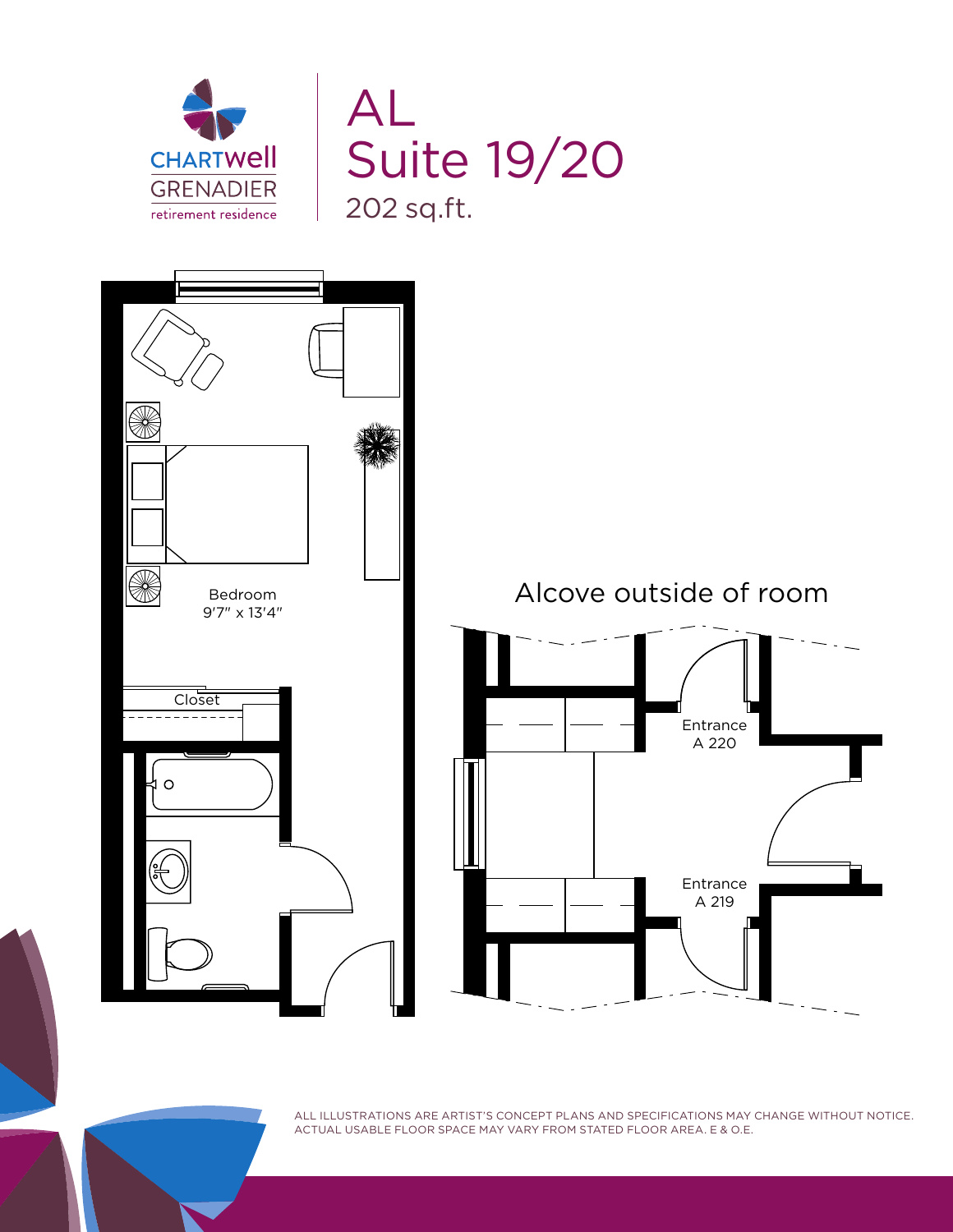CHARTWell GRENADIER retirement residence

# AL Suite 19/20

202 sq.ft.

Bedroom
9'7" x 13'4"

Closet

## Alcove outside of room

Entrance
A 220

Entrance
A 219

ALL ILLUSTRATIONS ARE ARTIST'S CONCEPT PLANS AND SPECIFICATIONS MAY CHANGE WITHOUT NOTICE.
ACTUAL USABLE FLOOR SPACE MAY VARY FROM STATED FLOOR AREA. E & O.E.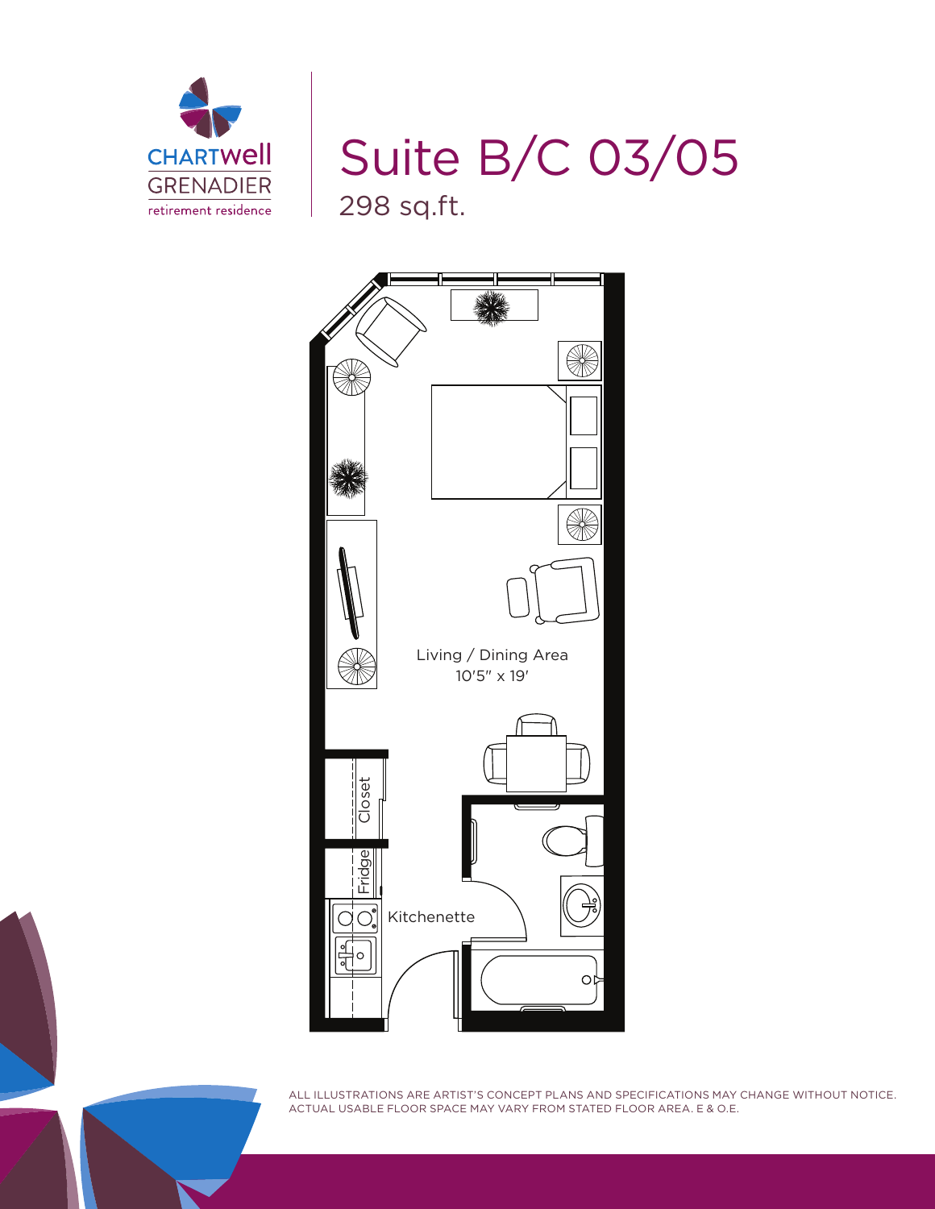CHARTWell
GRENADIER
retirement residence

# Suite B/C 03/05

298 sq.ft.

Living / Dining Area
10'5" x 19'

Closet

Fridge

Kitchenette

ALL ILLUSTRATIONS ARE ARTIST'S CONCEPT PLANS AND SPECIFICATIONS MAY CHANGE WITHOUT NOTICE.
ACTUAL USABLE FLOOR SPACE MAY VARY FROM STATED FLOOR AREA. E & O.E.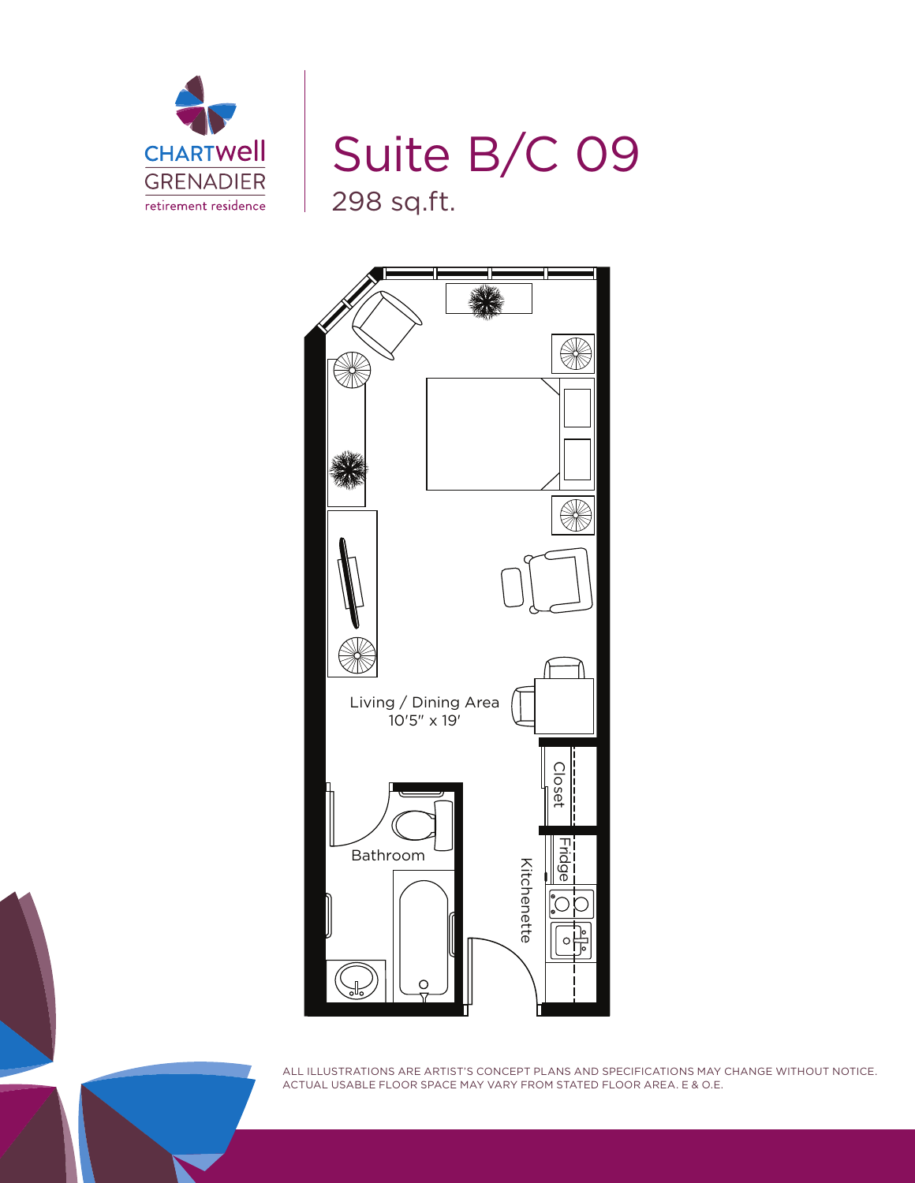CHARTWell
GRENADIER
retirement residence

# Suite B/C 09

298 sq.ft.

Living / Dining Area
10'5" x 19'

Closet

Fridge

Kitchenette

Bathroom

ALL ILLUSTRATIONS ARE ARTIST'S CONCEPT PLANS AND SPECIFICATIONS MAY CHANGE WITHOUT NOTICE. ACTUAL USABLE FLOOR SPACE MAY VARY FROM STATED FLOOR AREA. E & O.E.